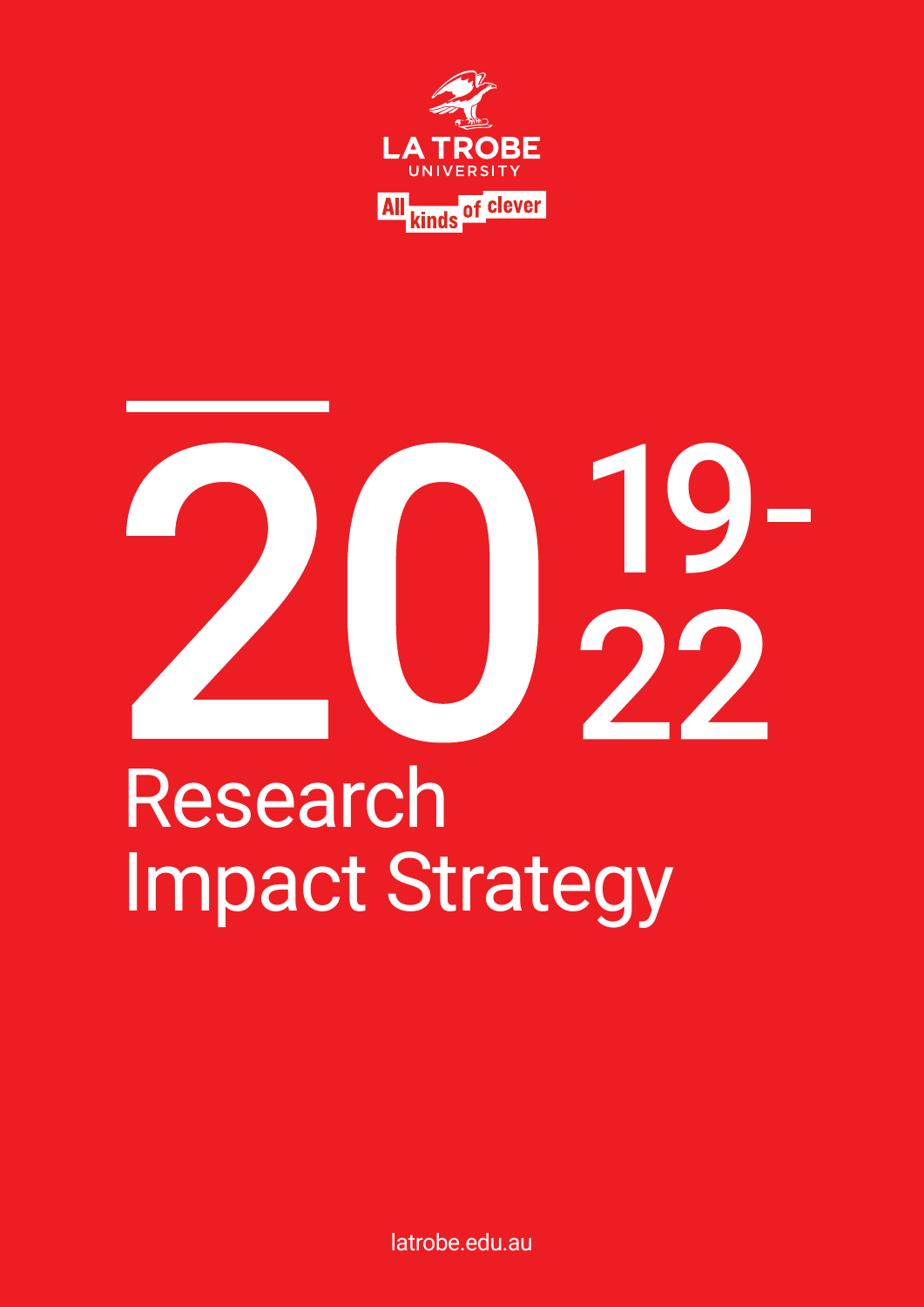LA TROBE UNIVERSITY

All kinds of clever

# 2019-22 Research Impact Strategy

latrobe.edu.au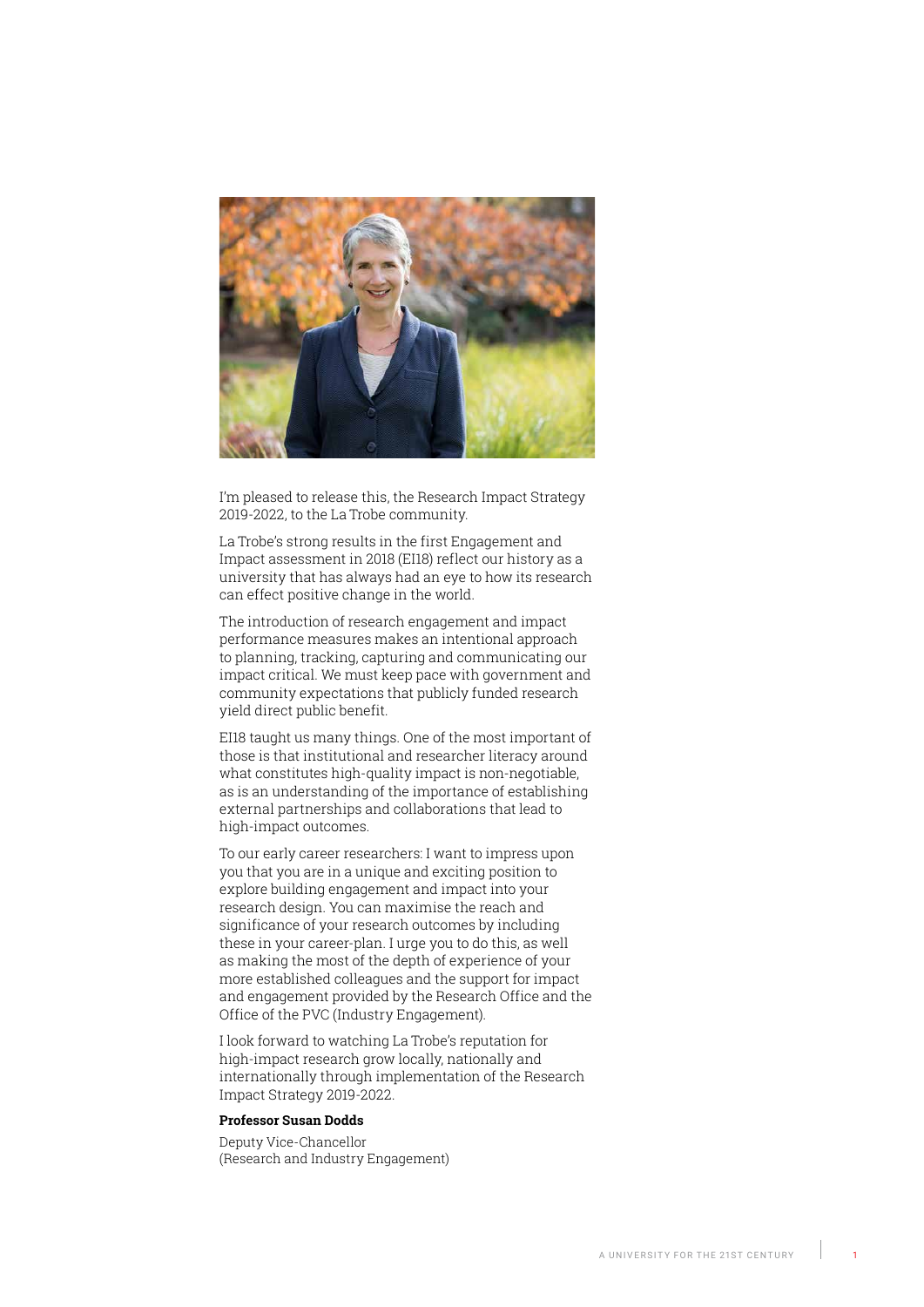I'm pleased to release this, the Research Impact Strategy 2019-2022, to the La Trobe community.

La Trobe's strong results in the first Engagement and Impact assessment in 2018 (EI18) reflect our history as a university that has always had an eye to how its research can effect positive change in the world.

The introduction of research engagement and impact performance measures makes an intentional approach to planning, tracking, capturing and communicating our impact critical. We must keep pace with government and community expectations that publicly funded research yield direct public benefit.

EI18 taught us many things. One of the most important of those is that institutional and researcher literacy around what constitutes high-quality impact is non-negotiable, as is an understanding of the importance of establishing external partnerships and collaborations that lead to high-impact outcomes.

To our early career researchers: I want to impress upon you that you are in a unique and exciting position to explore building engagement and impact into your research design. You can maximise the reach and significance of your research outcomes by including these in your career-plan. I urge you to do this, as well as making the most of the depth of experience of your more established colleagues and the support for impact and engagement provided by the Research Office and the Office of the PVC (Industry Engagement).

I look forward to watching La Trobe's reputation for high-impact research grow locally, nationally and internationally through implementation of the Research Impact Strategy 2019-2022.

**Professor Susan Dodds**

Deputy Vice-Chancellor
(Research and Industry Engagement)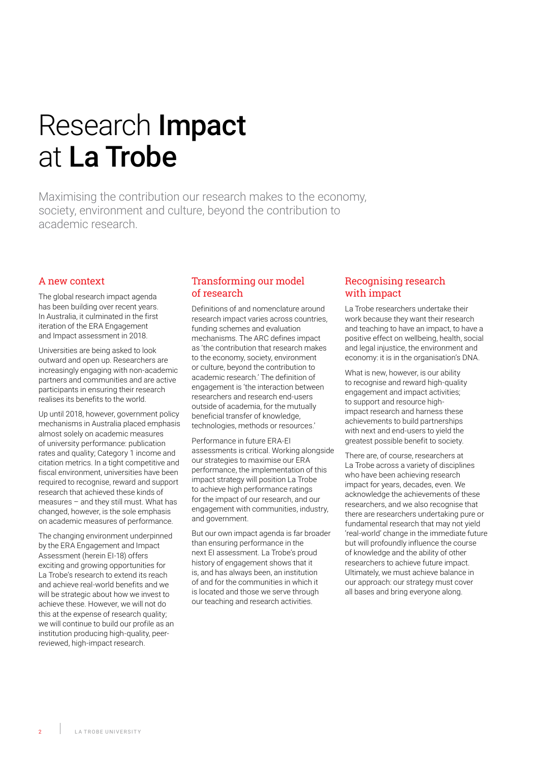# Research **Impact** at **La Trobe**

Maximising the contribution our research makes to the economy, society, environment and culture, beyond the contribution to academic research.

## A new context

The global research impact agenda has been building over recent years. In Australia, it culminated in the first iteration of the ERA Engagement and Impact assessment in 2018.

Universities are being asked to look outward and open up. Researchers are increasingly engaging with non-academic partners and communities and are active participants in ensuring their research realises its benefits to the world.

Up until 2018, however, government policy mechanisms in Australia placed emphasis almost solely on academic measures of university performance: publication rates and quality; Category 1 income and citation metrics. In a tight competitive and fiscal environment, universities have been required to recognise, reward and support research that achieved these kinds of measures – and they still must. What has changed, however, is the sole emphasis on academic measures of performance.

The changing environment underpinned by the ERA Engagement and Impact Assessment (herein EI-18) offers exciting and growing opportunities for La Trobe's research to extend its reach and achieve real-world benefits and we will be strategic about how we invest to achieve these. However, we will not do this at the expense of research quality; we will continue to build our profile as an institution producing high-quality, peer-reviewed, high-impact research.

## Transforming our model of research

Definitions of and nomenclature around research impact varies across countries, funding schemes and evaluation mechanisms. The ARC defines impact as 'the contribution that research makes to the economy, society, environment or culture, beyond the contribution to academic research.' The definition of engagement is 'the interaction between researchers and research end-users outside of academia, for the mutually beneficial transfer of knowledge, technologies, methods or resources.'

Performance in future ERA-EI assessments is critical. Working alongside our strategies to maximise our ERA performance, the implementation of this impact strategy will position La Trobe to achieve high performance ratings for the impact of our research, and our engagement with communities, industry, and government.

But our own impact agenda is far broader than ensuring performance in the next EI assessment. La Trobe's proud history of engagement shows that it is, and has always been, an institution of and for the communities in which it is located and those we serve through our teaching and research activities.

## Recognising research with impact

La Trobe researchers undertake their work because they want their research and teaching to have an impact, to have a positive effect on wellbeing, health, social and legal injustice, the environment and economy: it is in the organisation's DNA.

What is new, however, is our ability to recognise and reward high-quality engagement and impact activities; to support and resource high-impact research and harness these achievements to build partnerships with next and end-users to yield the greatest possible benefit to society.

There are, of course, researchers at La Trobe across a variety of disciplines who have been achieving research impact for years, decades, even. We acknowledge the achievements of these researchers, and we also recognise that there are researchers undertaking pure or fundamental research that may not yield 'real-world' change in the immediate future but will profoundly influence the course of knowledge and the ability of other researchers to achieve future impact. Ultimately, we must achieve balance in our approach: our strategy must cover all bases and bring everyone along.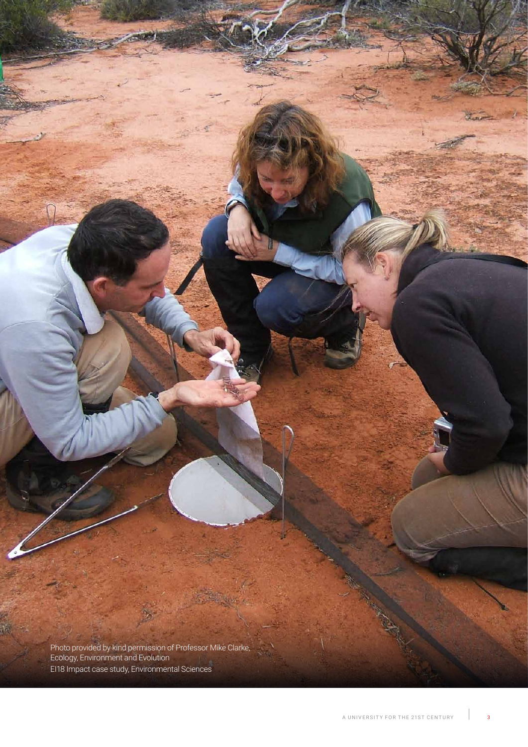Photo provided by kind permission of Professor Mike Clarke,
Ecology, Environment and Evolution
EI18 Impact case study, Environmental Sciences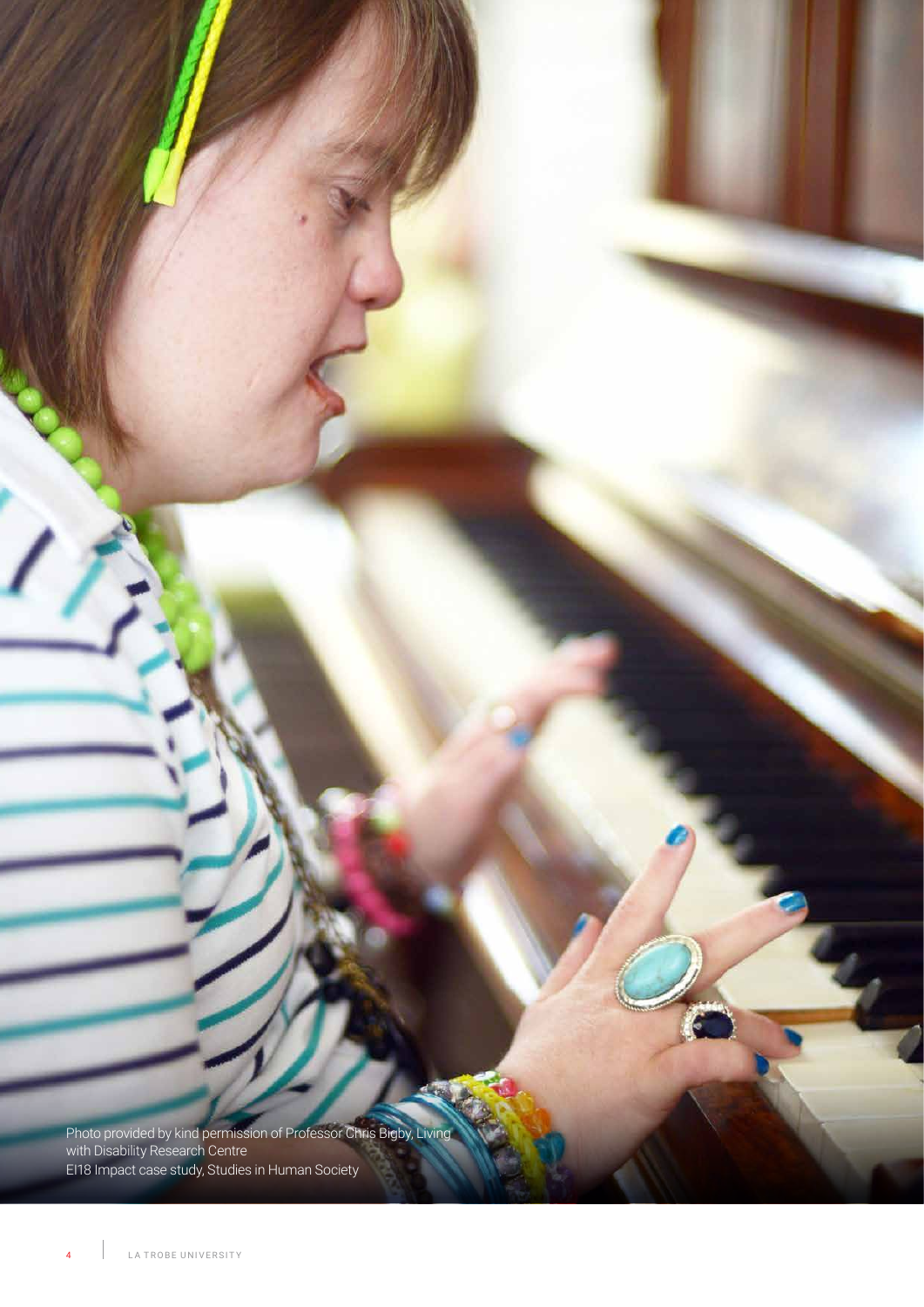Photo provided by kind permission of Professor Chris Bigby, Living with Disability Research Centre
EI18 Impact case study, Studies in Human Society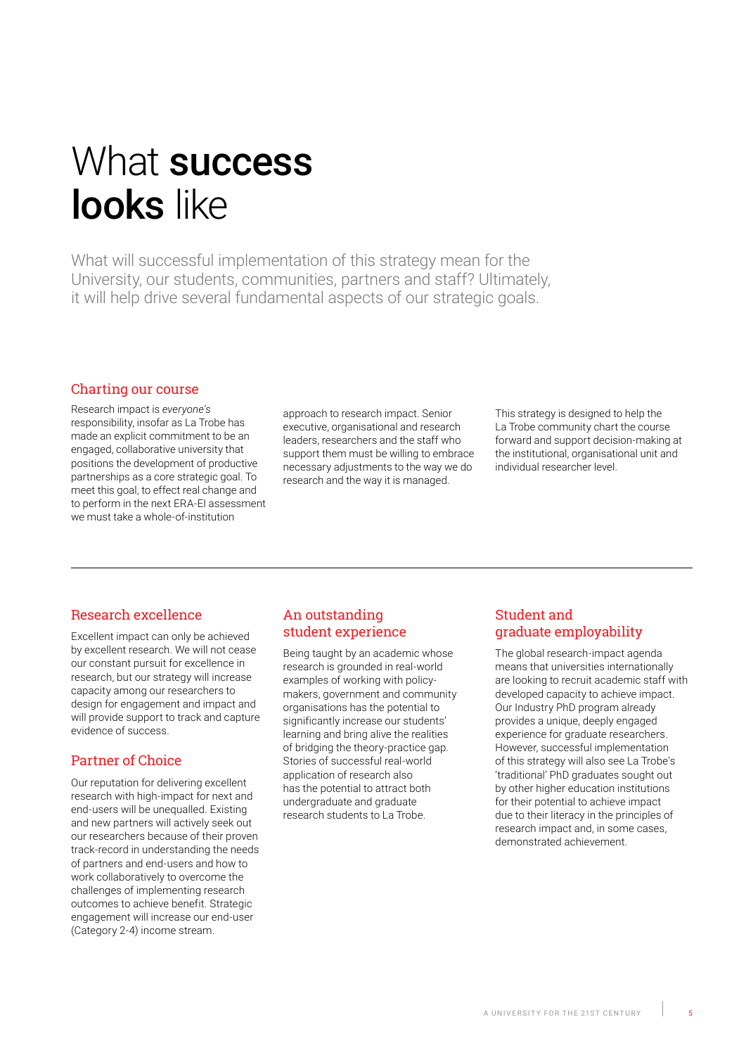# What **success looks** like

What will successful implementation of this strategy mean for the University, our students, communities, partners and staff? Ultimately, it will help drive several fundamental aspects of our strategic goals.

## Charting our course

Research impact is *everyone's* responsibility, insofar as La Trobe has made an explicit commitment to be an engaged, collaborative university that positions the development of productive partnerships as a core strategic goal. To meet this goal, to effect real change and to perform in the next ERA-EI assessment we must take a whole-of-institution approach to research impact. Senior executive, organisational and research leaders, researchers and the staff who support them must be willing to embrace necessary adjustments to the way we do research and the way it is managed.

This strategy is designed to help the La Trobe community chart the course forward and support decision-making at the institutional, organisational unit and individual researcher level.

---

## Research excellence

Excellent impact can only be achieved by excellent research. We will not cease our constant pursuit for excellence in research, but our strategy will increase capacity among our researchers to design for engagement and impact and will provide support to track and capture evidence of success.

## Partner of Choice

Our reputation for delivering excellent research with high-impact for next and end-users will be unequalled. Existing and new partners will actively seek out our researchers because of their proven track-record in understanding the needs of partners and end-users and how to work collaboratively to overcome the challenges of implementing research outcomes to achieve benefit. Strategic engagement will increase our end-user (Category 2-4) income stream.

## An outstanding student experience

Being taught by an academic whose research is grounded in real-world examples of working with policy-makers, government and community organisations has the potential to significantly increase our students' learning and bring alive the realities of bridging the theory-practice gap. Stories of successful real-world application of research also has the potential to attract both undergraduate and graduate research students to La Trobe.

## Student and graduate employability

The global research-impact agenda means that universities internationally are looking to recruit academic staff with developed capacity to achieve impact. Our Industry PhD program already provides a unique, deeply engaged experience for graduate researchers. However, successful implementation of this strategy will also see La Trobe's 'traditional' PhD graduates sought out by other higher education institutions for their potential to achieve impact due to their literacy in the principles of research impact and, in some cases, demonstrated achievement.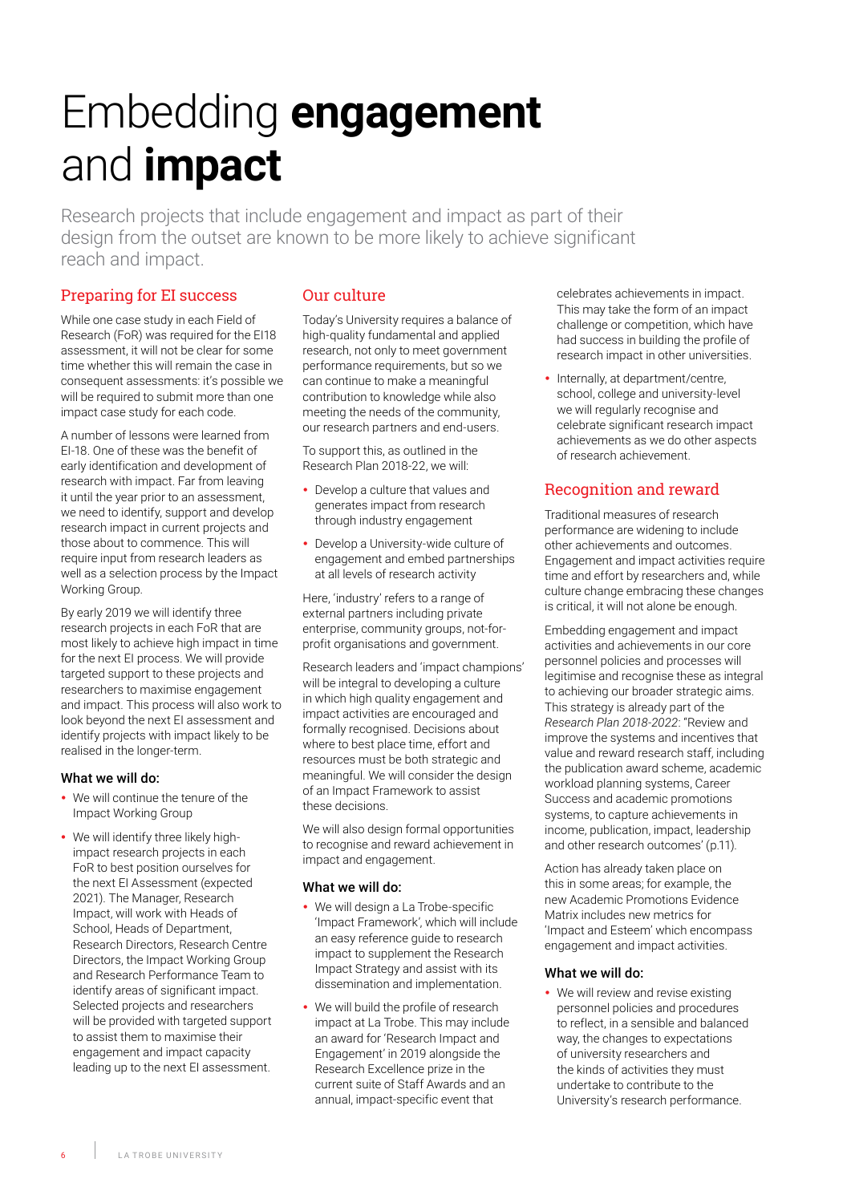# Embedding **engagement** and **impact**

Research projects that include engagement and impact as part of their design from the outset are known to be more likely to achieve significant reach and impact.

## Preparing for EI success

While one case study in each Field of Research (FoR) was required for the EI18 assessment, it will not be clear for some time whether this will remain the case in consequent assessments: it's possible we will be required to submit more than one impact case study for each code.

A number of lessons were learned from EI-18. One of these was the benefit of early identification and development of research with impact. Far from leaving it until the year prior to an assessment, we need to identify, support and develop research impact in current projects and those about to commence. This will require input from research leaders as well as a selection process by the Impact Working Group.

By early 2019 we will identify three research projects in each FoR that are most likely to achieve high impact in time for the next EI process. We will provide targeted support to these projects and researchers to maximise engagement and impact. This process will also work to look beyond the next EI assessment and identify projects with impact likely to be realised in the longer-term.

### What we will do:

- We will continue the tenure of the Impact Working Group
- We will identify three likely high-impact research projects in each FoR to best position ourselves for the next EI Assessment (expected 2021). The Manager, Research Impact, will work with Heads of School, Heads of Department, Research Directors, Research Centre Directors, the Impact Working Group and Research Performance Team to identify areas of significant impact. Selected projects and researchers will be provided with targeted support to assist them to maximise their engagement and impact capacity leading up to the next EI assessment.

## Our culture

Today's University requires a balance of high-quality fundamental and applied research, not only to meet government performance requirements, but so we can continue to make a meaningful contribution to knowledge while also meeting the needs of the community, our research partners and end-users.

To support this, as outlined in the Research Plan 2018-22, we will:

- Develop a culture that values and generates impact from research through industry engagement
- Develop a University-wide culture of engagement and embed partnerships at all levels of research activity

Here, 'industry' refers to a range of external partners including private enterprise, community groups, not-for-profit organisations and government.

Research leaders and 'impact champions' will be integral to developing a culture in which high quality engagement and impact activities are encouraged and formally recognised. Decisions about where to best place time, effort and resources must be both strategic and meaningful. We will consider the design of an Impact Framework to assist these decisions.

We will also design formal opportunities to recognise and reward achievement in impact and engagement.

### What we will do:

- We will design a La Trobe-specific 'Impact Framework', which will include an easy reference guide to research impact to supplement the Research Impact Strategy and assist with its dissemination and implementation.
- We will build the profile of research impact at La Trobe. This may include an award for 'Research Impact and Engagement' in 2019 alongside the Research Excellence prize in the current suite of Staff Awards and an annual, impact-specific event that celebrates achievements in impact. This may take the form of an impact challenge or competition, which have had success in building the profile of research impact in other universities.
- Internally, at department/centre, school, college and university-level we will regularly recognise and celebrate significant research impact achievements as we do other aspects of research achievement.

## Recognition and reward

Traditional measures of research performance are widening to include other achievements and outcomes. Engagement and impact activities require time and effort by researchers and, while culture change embracing these changes is critical, it will not alone be enough.

Embedding engagement and impact activities and achievements in our core personnel policies and processes will legitimise and recognise these as integral to achieving our broader strategic aims. This strategy is already part of the *Research Plan 2018-2022*: "Review and improve the systems and incentives that value and reward research staff, including the publication award scheme, academic workload planning systems, Career Success and academic promotions systems, to capture achievements in income, publication, impact, leadership and other research outcomes' (p.11).

Action has already taken place on this in some areas; for example, the new Academic Promotions Evidence Matrix includes new metrics for 'Impact and Esteem' which encompass engagement and impact activities.

### What we will do:

- We will review and revise existing personnel policies and procedures to reflect, in a sensible and balanced way, the changes to expectations of university researchers and the kinds of activities they must undertake to contribute to the University's research performance.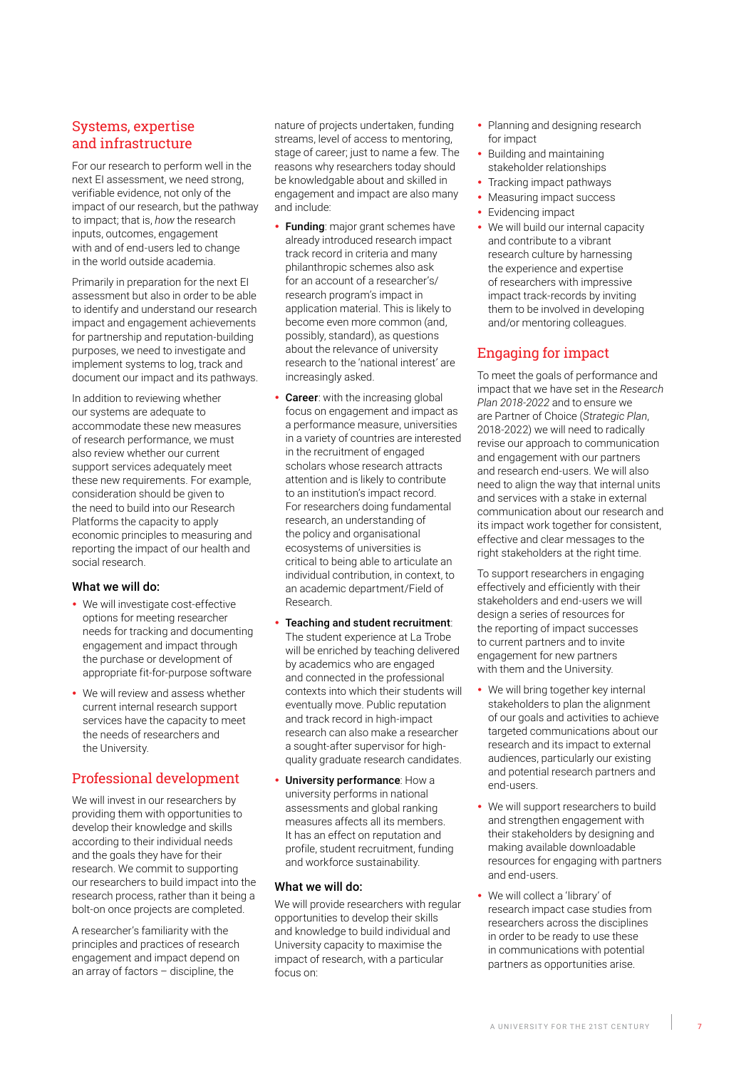## Systems, expertise and infrastructure

For our research to perform well in the next EI assessment, we need strong, verifiable evidence, not only of the impact of our research, but the pathway to impact; that is, *how* the research inputs, outcomes, engagement with and of end-users led to change in the world outside academia.

Primarily in preparation for the next EI assessment but also in order to be able to identify and understand our research impact and engagement achievements for partnership and reputation-building purposes, we need to investigate and implement systems to log, track and document our impact and its pathways.

In addition to reviewing whether our systems are adequate to accommodate these new measures of research performance, we must also review whether our current support services adequately meet these new requirements. For example, consideration should be given to the need to build into our Research Platforms the capacity to apply economic principles to measuring and reporting the impact of our health and social research.

### What we will do:

- We will investigate cost-effective options for meeting researcher needs for tracking and documenting engagement and impact through the purchase or development of appropriate fit-for-purpose software
- We will review and assess whether current internal research support services have the capacity to meet the needs of researchers and the University.

## Professional development

We will invest in our researchers by providing them with opportunities to develop their knowledge and skills according to their individual needs and the goals they have for their research. We commit to supporting our researchers to build impact into the research process, rather than it being a bolt-on once projects are completed.

A researcher's familiarity with the principles and practices of research engagement and impact depend on an array of factors – discipline, the nature of projects undertaken, funding streams, level of access to mentoring, stage of career; just to name a few. The reasons why researchers today should be knowledgable about and skilled in engagement and impact are also many and include:

- **Funding**: major grant schemes have already introduced research impact track record in criteria and many philanthropic schemes also ask for an account of a researcher's/ research program's impact in application material. This is likely to become even more common (and, possibly, standard), as questions about the relevance of university research to the 'national interest' are increasingly asked.
- **Career**: with the increasing global focus on engagement and impact as a performance measure, universities in a variety of countries are interested in the recruitment of engaged scholars whose research attracts attention and is likely to contribute to an institution's impact record. For researchers doing fundamental research, an understanding of the policy and organisational ecosystems of universities is critical to being able to articulate an individual contribution, in context, to an academic department/Field of Research.
- **Teaching and student recruitment**: The student experience at La Trobe will be enriched by teaching delivered by academics who are engaged and connected in the professional contexts into which their students will eventually move. Public reputation and track record in high-impact research can also make a researcher a sought-after supervisor for high-quality graduate research candidates.
- **University performance**: How a university performs in national assessments and global ranking measures affects all its members. It has an effect on reputation and profile, student recruitment, funding and workforce sustainability.

### What we will do:

We will provide researchers with regular opportunities to develop their skills and knowledge to build individual and University capacity to maximise the impact of research, with a particular focus on:

- Planning and designing research for impact
- Building and maintaining stakeholder relationships
- Tracking impact pathways
- Measuring impact success
- Evidencing impact
- We will build our internal capacity and contribute to a vibrant research culture by harnessing the experience and expertise of researchers with impressive impact track-records by inviting them to be involved in developing and/or mentoring colleagues.

## Engaging for impact

To meet the goals of performance and impact that we have set in the *Research Plan 2018-2022* and to ensure we are Partner of Choice (*Strategic Plan*, 2018-2022) we will need to radically revise our approach to communication and engagement with our partners and research end-users. We will also need to align the way that internal units and services with a stake in external communication about our research and its impact work together for consistent, effective and clear messages to the right stakeholders at the right time.

To support researchers in engaging effectively and efficiently with their stakeholders and end-users we will design a series of resources for the reporting of impact successes to current partners and to invite engagement for new partners with them and the University.

- We will bring together key internal stakeholders to plan the alignment of our goals and activities to achieve targeted communications about our research and its impact to external audiences, particularly our existing and potential research partners and end-users.
- We will support researchers to build and strengthen engagement with their stakeholders by designing and making available downloadable resources for engaging with partners and end-users.
- We will collect a 'library' of research impact case studies from researchers across the disciplines in order to be ready to use these in communications with potential partners as opportunities arise.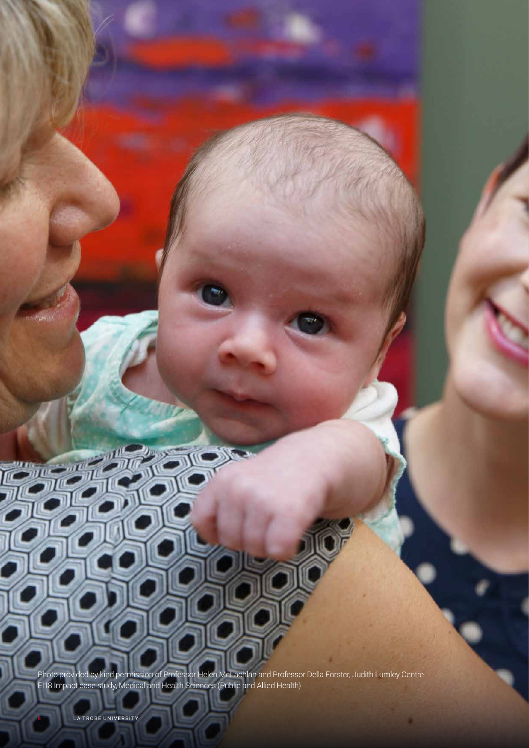Photo provided by kind permission of Professor Helen McLachlan and Professor Della Forster, Judith Lumley Centre
EI18 Impact case study, Medical and Health Sciences (Public and Allied Health)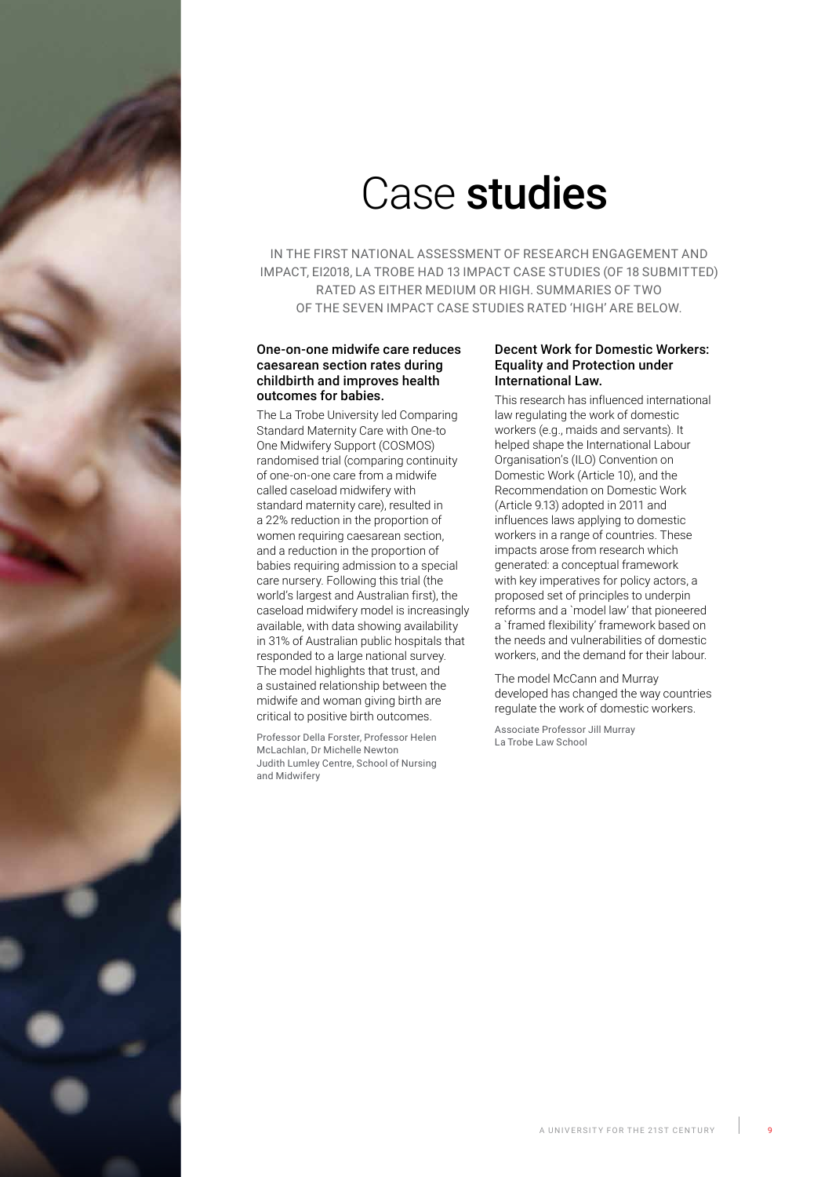# Case **studies**

IN THE FIRST NATIONAL ASSESSMENT OF RESEARCH ENGAGEMENT AND IMPACT, EI2018, LA TROBE HAD 13 IMPACT CASE STUDIES (OF 18 SUBMITTED) RATED AS EITHER MEDIUM OR HIGH. SUMMARIES OF TWO OF THE SEVEN IMPACT CASE STUDIES RATED 'HIGH' ARE BELOW.

### One-on-one midwife care reduces caesarean section rates during childbirth and improves health outcomes for babies.

The La Trobe University led Comparing Standard Maternity Care with One-to One Midwifery Support (COSMOS) randomised trial (comparing continuity of one-on-one care from a midwife called caseload midwifery with standard maternity care), resulted in a 22% reduction in the proportion of women requiring caesarean section, and a reduction in the proportion of babies requiring admission to a special care nursery. Following this trial (the world's largest and Australian first), the caseload midwifery model is increasingly available, with data showing availability in 31% of Australian public hospitals that responded to a large national survey. The model highlights that trust, and a sustained relationship between the midwife and woman giving birth are critical to positive birth outcomes.

Professor Della Forster, Professor Helen McLachlan, Dr Michelle Newton
Judith Lumley Centre, School of Nursing and Midwifery

### Decent Work for Domestic Workers: Equality and Protection under International Law.

This research has influenced international law regulating the work of domestic workers (e.g., maids and servants). It helped shape the International Labour Organisation's (ILO) Convention on Domestic Work (Article 10), and the Recommendation on Domestic Work (Article 9.13) adopted in 2011 and influences laws applying to domestic workers in a range of countries. These impacts arose from research which generated: a conceptual framework with key imperatives for policy actors, a proposed set of principles to underpin reforms and a `model law' that pioneered a `framed flexibility' framework based on the needs and vulnerabilities of domestic workers, and the demand for their labour.

The model McCann and Murray developed has changed the way countries regulate the work of domestic workers.

Associate Professor Jill Murray
La Trobe Law School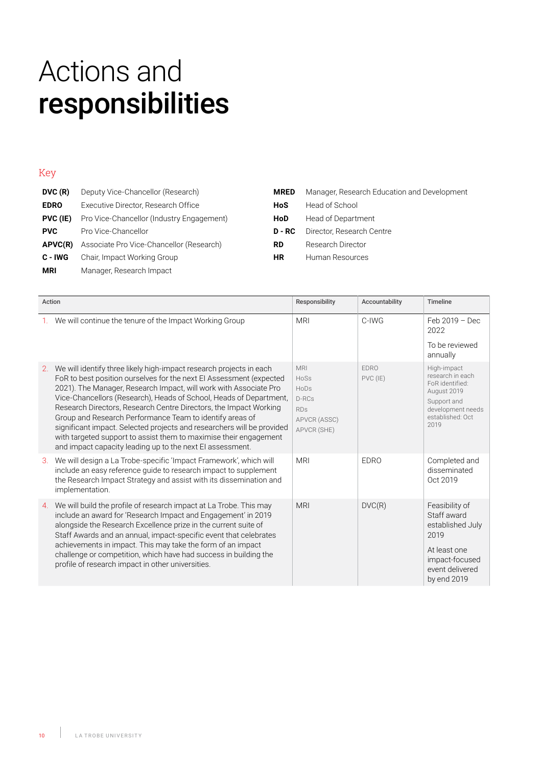# Actions and **responsibilities**

## Key

| | |
|---|---|
| **DVC (R)** | Deputy Vice-Chancellor (Research) |
| **EDRO** | Executive Director, Research Office |
| **PVC (IE)** | Pro Vice-Chancellor (Industry Engagement) |
| **PVC** | Pro Vice-Chancellor |
| **APVC(R)** | Associate Pro Vice-Chancellor (Research) |
| **C - IWG** | Chair, Impact Working Group |
| **MRI** | Manager, Research Impact |
| **MRED** | Manager, Research Education and Development |
| **HoS** | Head of School |
| **HoD** | Head of Department |
| **D - RC** | Director, Research Centre |
| **RD** | Research Director |
| **HR** | Human Resources |

| Action | Responsibility | Accountability | Timeline |
|---|---|---|---|
| 1. We will continue the tenure of the Impact Working Group | MRI | C-IWG | Feb 2019 – Dec 2022<br><br>To be reviewed annually |
| 2. We will identify three likely high-impact research projects in each FoR to best position ourselves for the next EI Assessment (expected 2021). The Manager, Research Impact, will work with Associate Pro Vice-Chancellors (Research), Heads of School, Heads of Department, Research Directors, Research Centre Directors, the Impact Working Group and Research Performance Team to identify areas of significant impact. Selected projects and researchers will be provided with targeted support to assist them to maximise their engagement and impact capacity leading up to the next EI assessment. | MRI<br>HoSs<br>HoDs<br>D-RCs<br>RDs<br>APVCR (ASSC)<br>APVCR (SHE) | EDRO<br>PVC (IE) | High-impact research in each FoR identified: August 2019<br><br>Support and development needs established: Oct 2019 |
| 3. We will design a La Trobe-specific 'Impact Framework', which will include an easy reference guide to research impact to supplement the Research Impact Strategy and assist with its dissemination and implementation. | MRI | EDRO | Completed and disseminated Oct 2019 |
| 4. We will build the profile of research impact at La Trobe. This may include an award for 'Research Impact and Engagement' in 2019 alongside the Research Excellence prize in the current suite of Staff Awards and an annual, impact-specific event that celebrates achievements in impact. This may take the form of an impact challenge or competition, which have had success in building the profile of research impact in other universities. | MRI | DVC(R) | Feasibility of Staff award established July 2019<br><br>At least one impact-focused event delivered by end 2019 |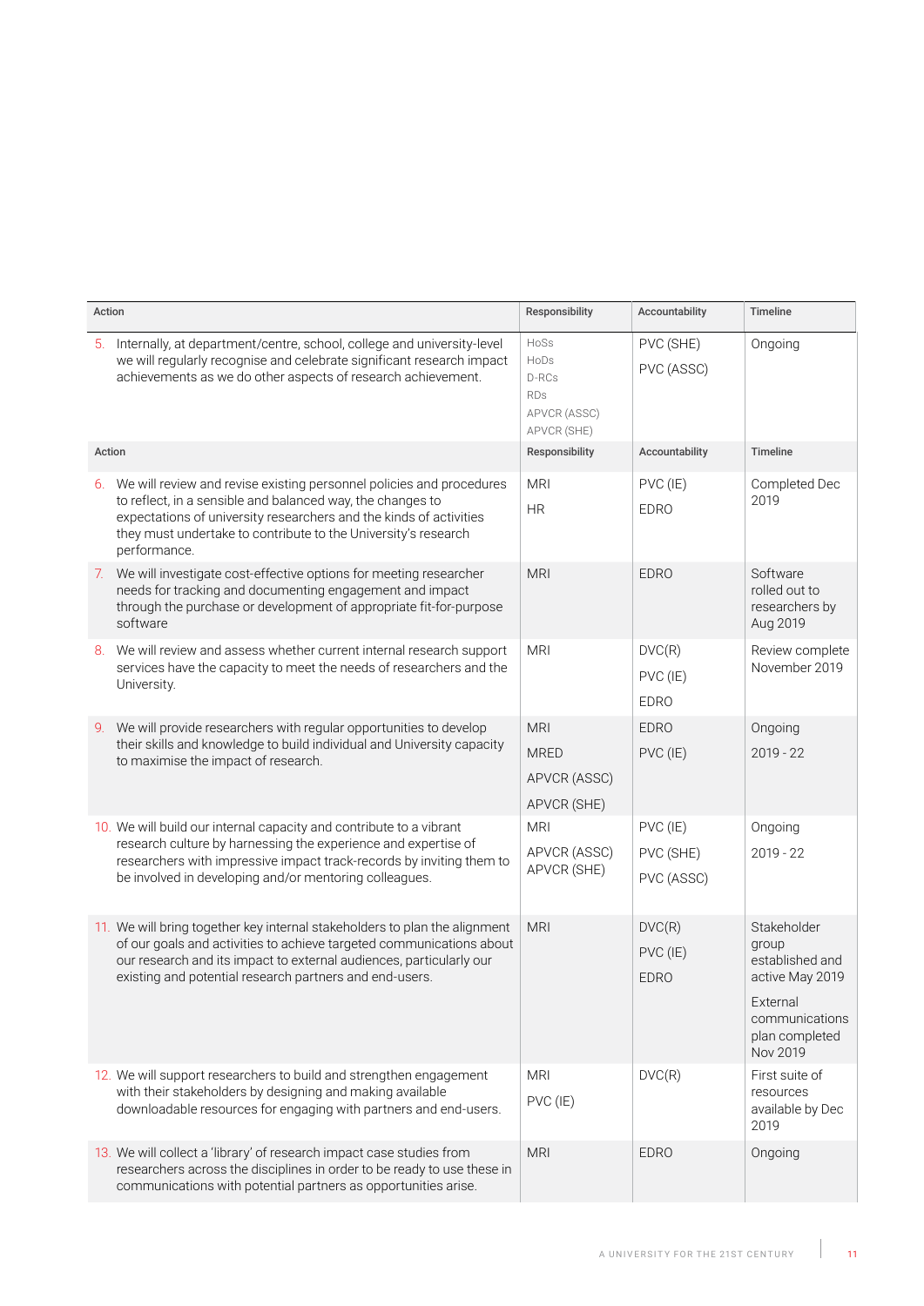| Action | Responsibility | Accountability | Timeline |
|---|---|---|---|
| 5. Internally, at department/centre, school, college and university-level we will regularly recognise and celebrate significant research impact achievements as we do other aspects of research achievement. | HoSs<br>HoDs<br>D-RCs<br>RDs<br>APVCR (ASSC)<br>APVCR (SHE) | PVC (SHE)<br>PVC (ASSC) | Ongoing |
| **Action** | **Responsibility** | **Accountability** | **Timeline** |
| 6. We will review and revise existing personnel policies and procedures to reflect, in a sensible and balanced way, the changes to expectations of university researchers and the kinds of activities they must undertake to contribute to the University's research performance. | MRI<br>HR | PVC (IE)<br>EDRO | Completed Dec 2019 |
| 7. We will investigate cost-effective options for meeting researcher needs for tracking and documenting engagement and impact through the purchase or development of appropriate fit-for-purpose software | MRI | EDRO | Software rolled out to researchers by Aug 2019 |
| 8. We will review and assess whether current internal research support services have the capacity to meet the needs of researchers and the University. | MRI | DVC(R)<br>PVC (IE)<br>EDRO | Review complete November 2019 |
| 9. We will provide researchers with regular opportunities to develop their skills and knowledge to build individual and University capacity to maximise the impact of research. | MRI<br>MRED<br>APVCR (ASSC)<br>APVCR (SHE) | EDRO<br>PVC (IE) | Ongoing<br>2019 - 22 |
| 10. We will build our internal capacity and contribute to a vibrant research culture by harnessing the experience and expertise of researchers with impressive impact track-records by inviting them to be involved in developing and/or mentoring colleagues. | MRI<br>APVCR (ASSC)<br>APVCR (SHE) | PVC (IE)<br>PVC (SHE)<br>PVC (ASSC) | Ongoing<br>2019 - 22 |
| 11. We will bring together key internal stakeholders to plan the alignment of our goals and activities to achieve targeted communications about our research and its impact to external audiences, particularly our existing and potential research partners and end-users. | MRI | DVC(R)<br>PVC (IE)<br>EDRO | Stakeholder group established and active May 2019<br>External communications plan completed Nov 2019 |
| 12. We will support researchers to build and strengthen engagement with their stakeholders by designing and making available downloadable resources for engaging with partners and end-users. | MRI<br>PVC (IE) | DVC(R) | First suite of resources available by Dec 2019 |
| 13. We will collect a 'library' of research impact case studies from researchers across the disciplines in order to be ready to use these in communications with potential partners as opportunities arise. | MRI | EDRO | Ongoing |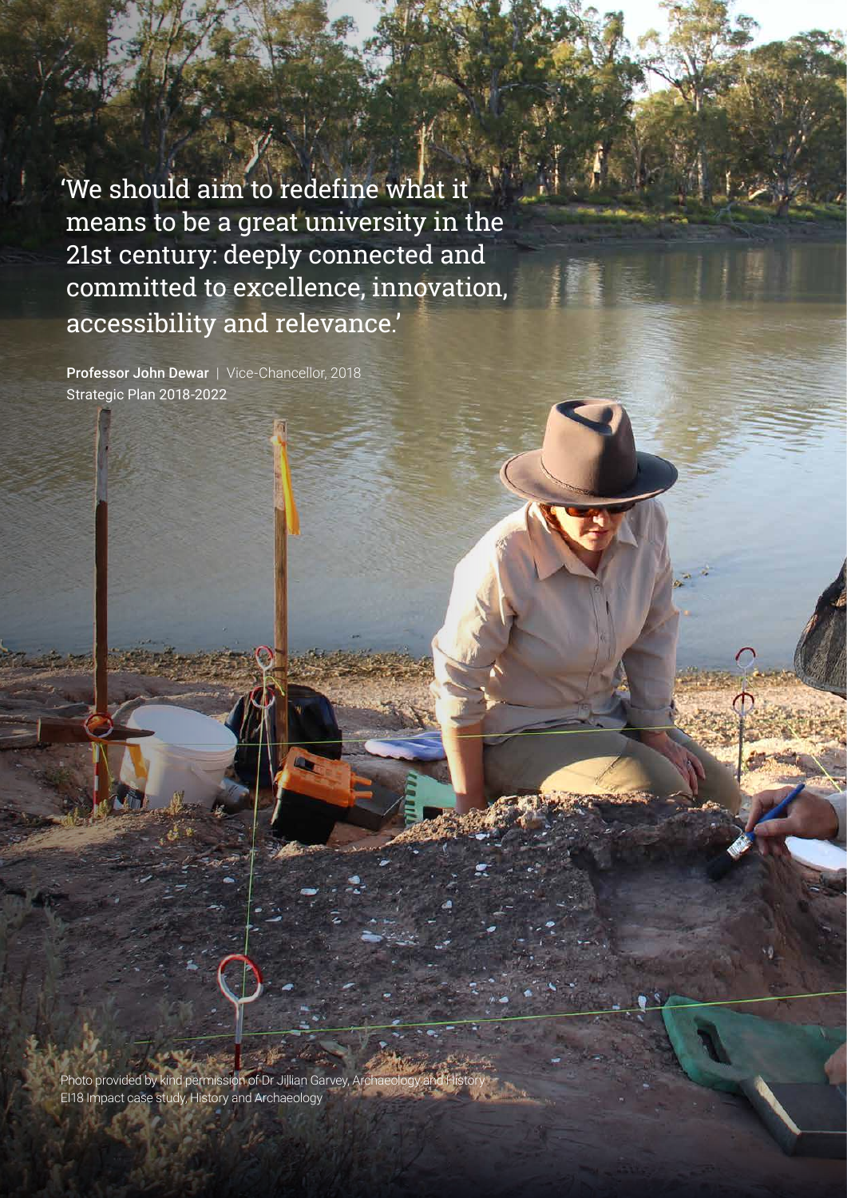'We should aim to redefine what it means to be a great university in the 21st century: deeply connected and committed to excellence, innovation, accessibility and relevance.'

**Professor John Dewar** | Vice-Chancellor, 2018
Strategic Plan 2018-2022

Photo provided by kind permission of Dr Jillian Garvey, Archaeology and History
EI18 Impact case study, History and Archaeology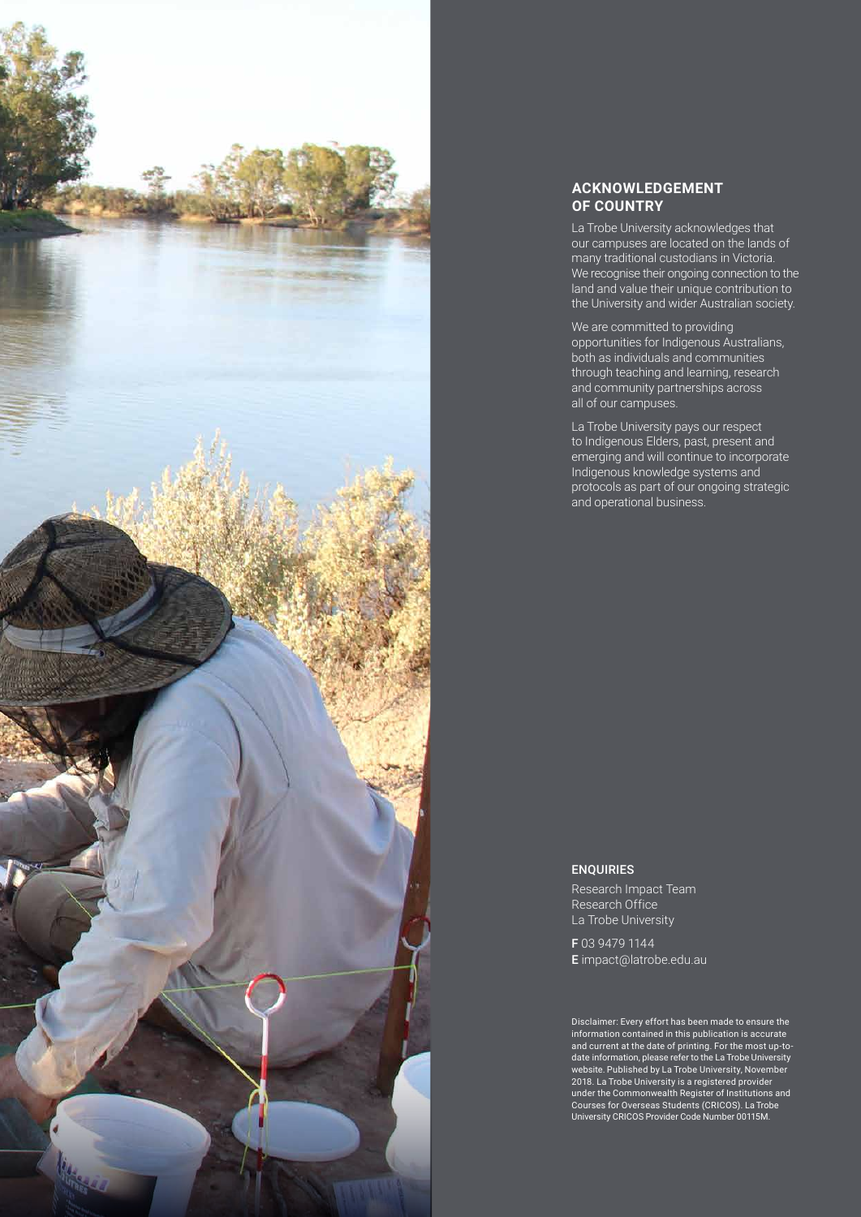## ACKNOWLEDGEMENT OF COUNTRY

La Trobe University acknowledges that our campuses are located on the lands of many traditional custodians in Victoria. We recognise their ongoing connection to the land and value their unique contribution to the University and wider Australian society.

We are committed to providing opportunities for Indigenous Australians, both as individuals and communities through teaching and learning, research and community partnerships across all of our campuses.

La Trobe University pays our respect to Indigenous Elders, past, present and emerging and will continue to incorporate Indigenous knowledge systems and protocols as part of our ongoing strategic and operational business.

## ENQUIRIES

Research Impact Team
Research Office
La Trobe University

**F** 03 9479 1144
**E** impact@latrobe.edu.au

Disclaimer: Every effort has been made to ensure the information contained in this publication is accurate and current at the date of printing. For the most up-to-date information, please refer to the La Trobe University website. Published by La Trobe University, November 2018. La Trobe University is a registered provider under the Commonwealth Register of Institutions and Courses for Overseas Students (CRICOS). La Trobe University CRICOS Provider Code Number 00115M.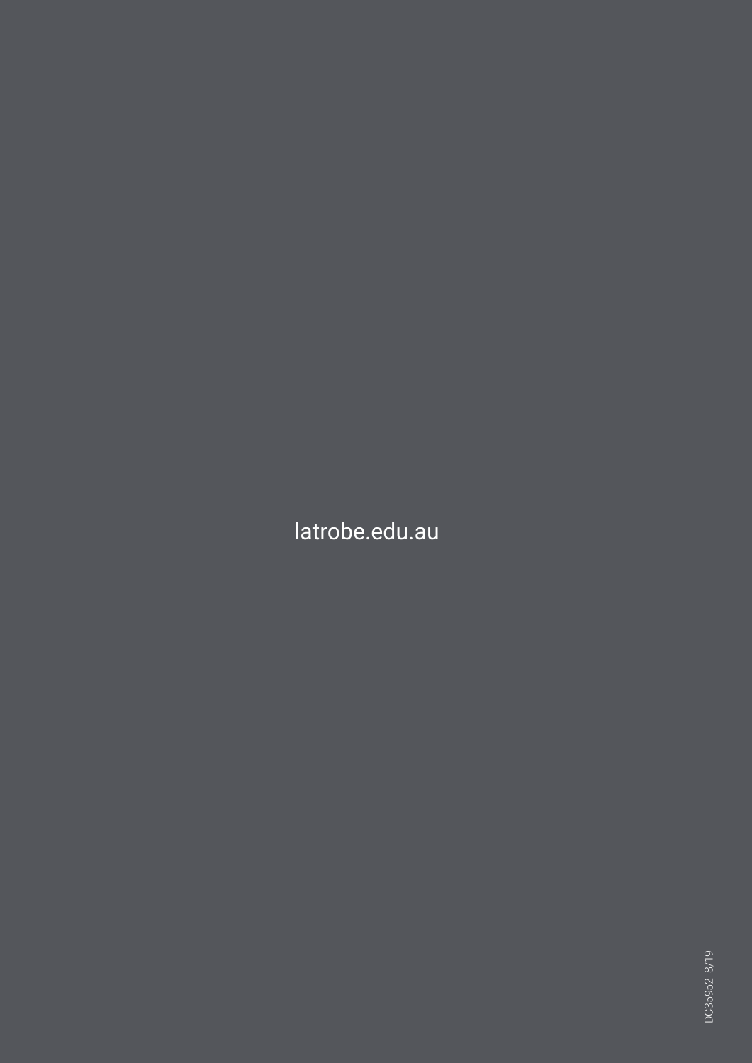latrobe.edu.au

DC35952 8/19